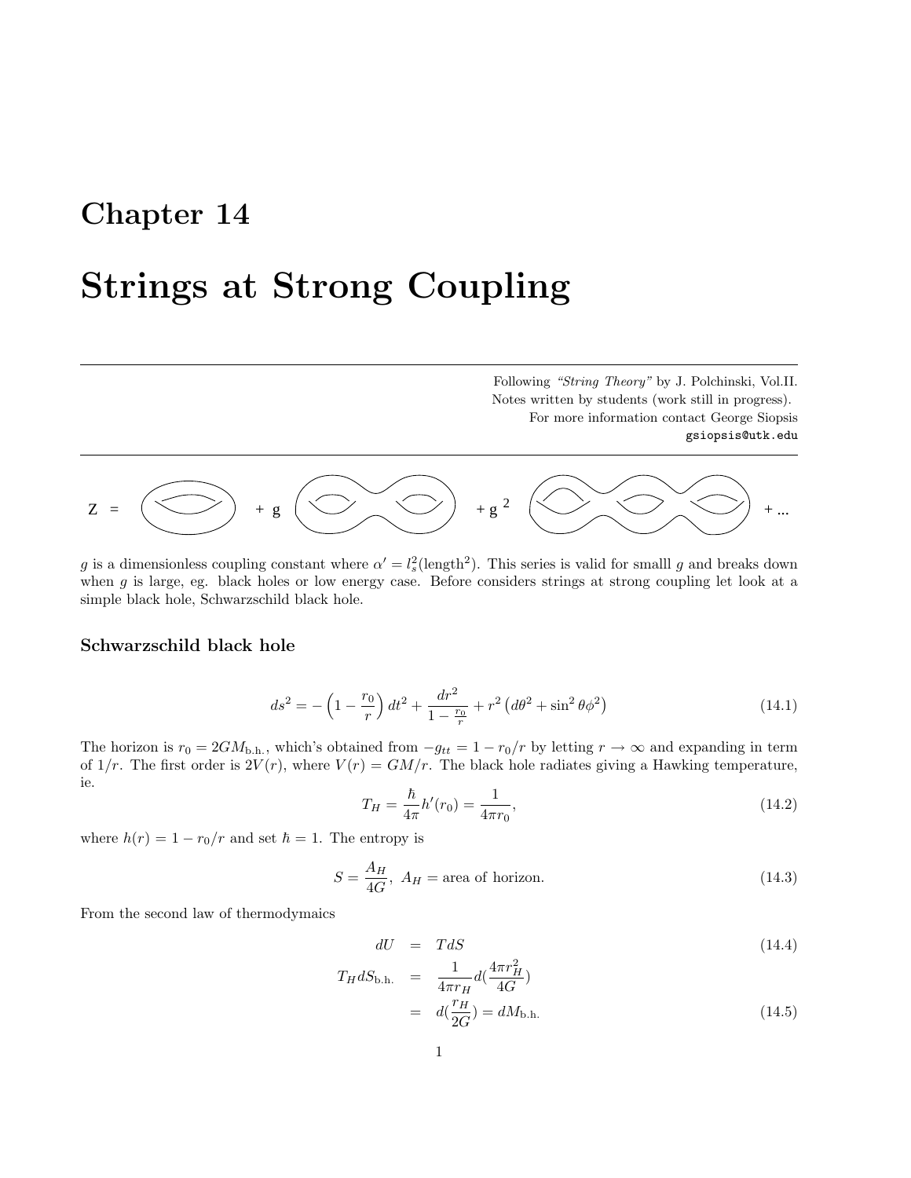# Chapter 14

# Strings at Strong Coupling

Following *"String Theory"* by J. Polchinski, Vol.II.
Notes written by students (work still in progress).
For more information contact George Siopsis
gsiopsis@utk.edu

Z = (torus) + g (genus-2 surface) + g $^2$ (genus-3 surface) + ...

$g$ is a dimensionless coupling constant where $\alpha' = l_s^2$(length$^2$). This series is valid for smalll $g$ and breaks down when $g$ is large, eg. black holes or low energy case. Before considers strings at strong coupling let look at a simple black hole, Schwarzschild black hole.

### Schwarzschild black hole

$$ds^2 = -\left(1 - \frac{r_0}{r}\right) dt^2 + \frac{dr^2}{1 - \frac{r_0}{r}} + r^2 \left(d\theta^2 + \sin^2\theta \phi^2\right) \tag{14.1}$$

The horizon is $r_0 = 2GM_{\text{b.h.}}$, which's obtained from $-g_{tt} = 1 - r_0/r$ by letting $r \to \infty$ and expanding in term of $1/r$. The first order is $2V(r)$, where $V(r) = GM/r$. The black hole radiates giving a Hawking temperature, ie.

$$T_H = \frac{\hbar}{4\pi} h'(r_0) = \frac{1}{4\pi r_0}, \tag{14.2}$$

where $h(r) = 1 - r_0/r$ and set $\hbar = 1$. The entropy is

$$S = \frac{A_H}{4G},\ A_H = \text{area of horizon.} \tag{14.3}$$

From the second law of thermodymaics

$$dU = TdS \tag{14.4}$$

$$\begin{aligned} T_H dS_{\text{b.h.}} &= \frac{1}{4\pi r_H} d\left(\frac{4\pi r_H^2}{4G}\right) \\ &= d\left(\frac{r_H}{2G}\right) = dM_{\text{b.h.}} \end{aligned} \tag{14.5}$$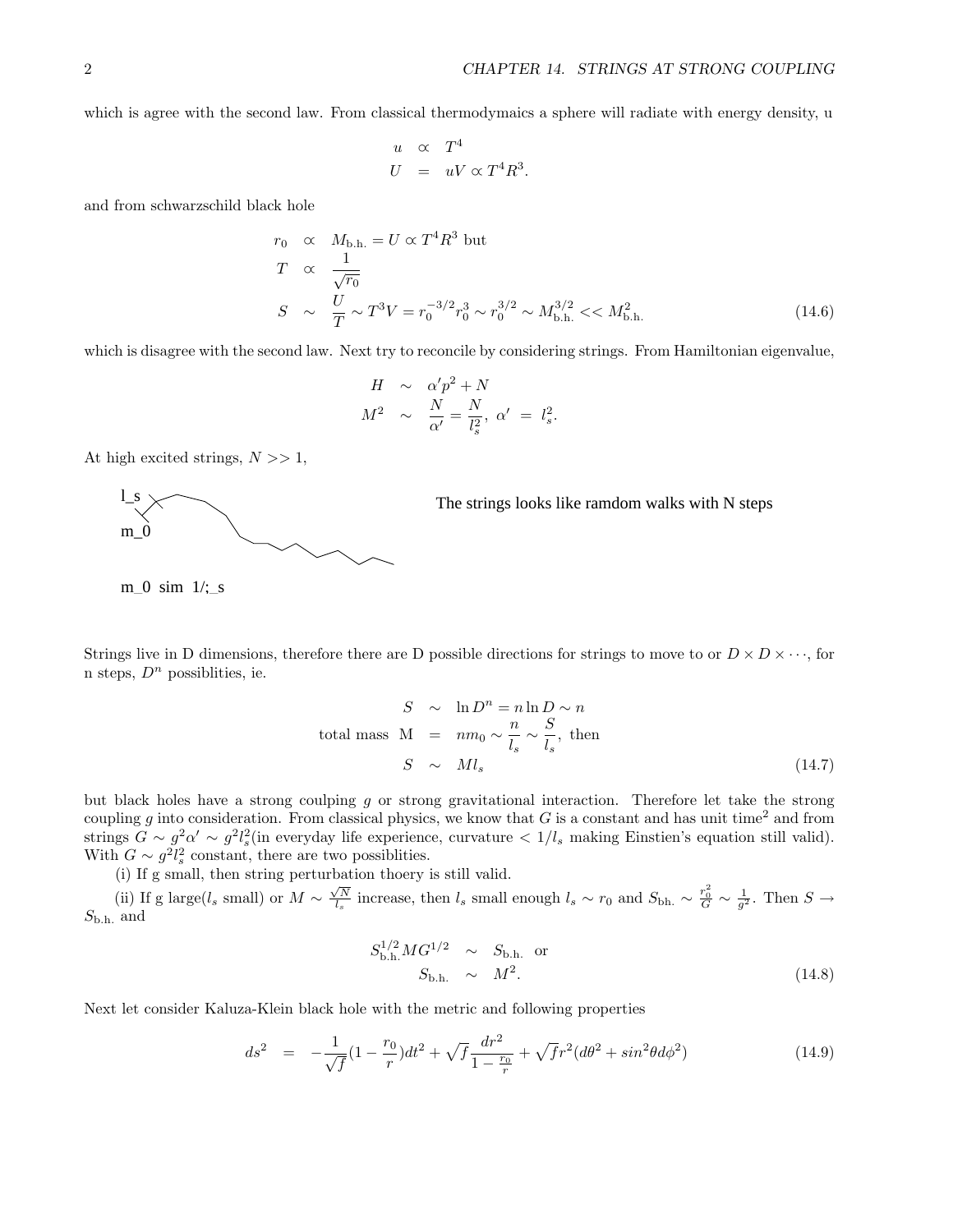which is agree with the second law. From classical thermodymaics a sphere will radiate with energy density, u

$$
\begin{aligned}
u &\propto T^4 \\
U &= uV \propto T^4 R^3.
\end{aligned}
$$

and from schwarzschild black hole

$$
\begin{aligned}
r_0 &\propto M_{\text{b.h.}} = U \propto T^4 R^3 \text{ but} \\
T &\propto \frac{1}{\sqrt{r_0}} \\
S &\sim \frac{U}{T} \sim T^3 V = r_0^{-3/2} r_0^3 \sim r_0^{3/2} \sim M_{\text{b.h.}}^{3/2} << M_{\text{b.h.}}^2 \qquad (14.6)
\end{aligned}
$$

which is disagree with the second law. Next try to reconcile by considering strings. From Hamiltonian eigenvalue,

$$
\begin{aligned}
H &\sim \alpha' p^2 + N \\
M^2 &\sim \frac{N}{\alpha'} = \frac{N}{l_s^2}, \ \alpha' \ = \ l_s^2.
\end{aligned}
$$

At high excited strings, $N >> 1$,

l_s

m_0

m_0 sim 1/;_s

The strings looks like ramdom walks with N steps

Strings live in D dimensions, therefore there are D possible directions for strings to move to or $D \times D \times \cdots$, for n steps, $D^n$ possiblities, ie.

$$
\begin{aligned}
S &\sim \ln D^n = n \ln D \sim n \\
\text{total mass M} &= n m_0 \sim \frac{n}{l_s} \sim \frac{S}{l_s}, \text{ then} \\
S &\sim M l_s \qquad (14.7)
\end{aligned}
$$

but black holes have a strong coulping $g$ or strong gravitational interaction. Therefore let take the strong coupling $g$ into consideration. From classical physics, we know that $G$ is a constant and has unit time$^2$ and from strings $G \sim g^2 \alpha' \sim g^2 l_s^2$(in everyday life experience, curvature $< 1/l_s$ making Einstien's equation still valid). With $G \sim g^2 l_s^2$ constant, there are two possiblities.

(i) If g small, then string perturbation thoery is still valid.

(ii) If g large($l_s$ small) or $M \sim \frac{\sqrt{N}}{l_s}$ increase, then $l_s$ small enough $l_s \sim r_0$ and $S_{\text{bh.}} \sim \frac{r_0^2}{G} \sim \frac{1}{g^2}$. Then $S \to S_{\text{b.h.}}$ and

$$
\begin{aligned}
S_{\text{b.h.}}^{1/2} M G^{1/2} &\sim S_{\text{b.h.}} \text{ or} \\
S_{\text{b.h.}} &\sim M^2. \qquad (14.8)
\end{aligned}
$$

Next let consider Kaluza-Klein black hole with the metric and following properties

$$
ds^2 = -\frac{1}{\sqrt{f}}(1 - \frac{r_0}{r})dt^2 + \sqrt{f}\frac{dr^2}{1 - \frac{r_0}{r}} + \sqrt{f} r^2 (d\theta^2 + sin^2\theta d\phi^2) \qquad (14.9)
$$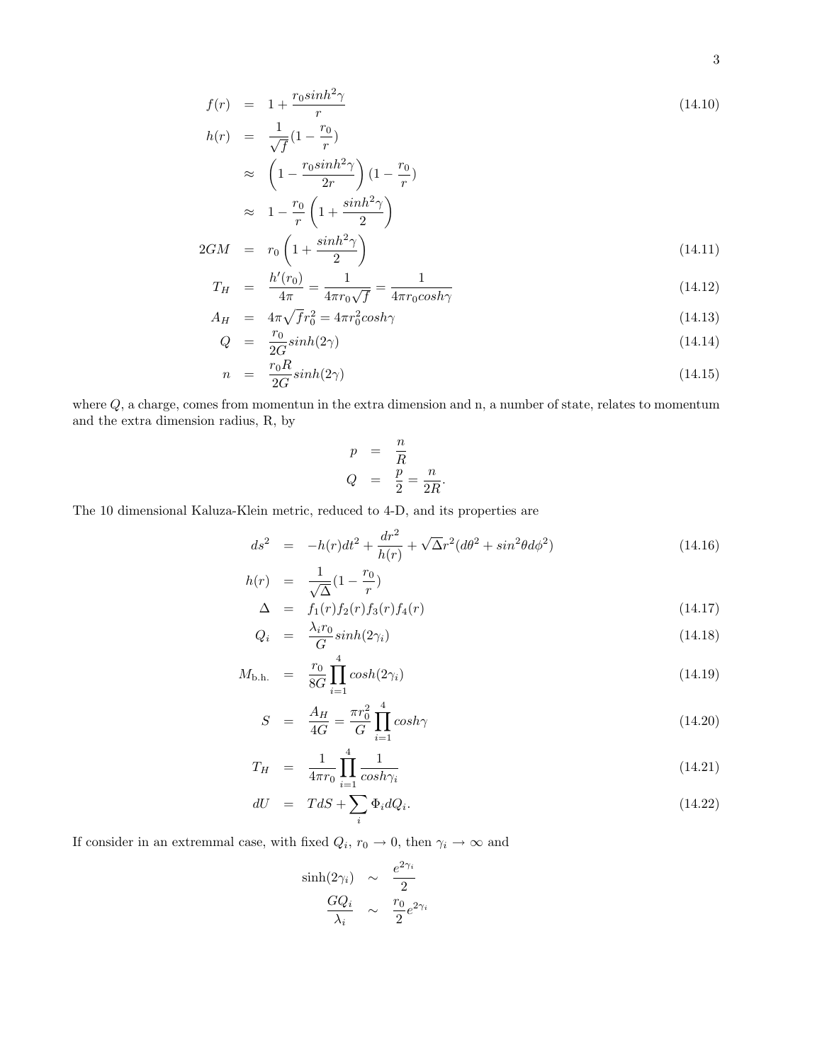$$
\begin{aligned}
f(r) &= 1 + \frac{r_0 sinh^2\gamma}{r} && (14.10)\\
h(r) &= \frac{1}{\sqrt{f}}(1 - \frac{r_0}{r})\\
&\approx \left(1 - \frac{r_0 sinh^2\gamma}{2r}\right)(1 - \frac{r_0}{r})\\
&\approx 1 - \frac{r_0}{r}\left(1 + \frac{sinh^2\gamma}{2}\right)\\
2GM &= r_0\left(1 + \frac{sinh^2\gamma}{2}\right) && (14.11)\\
T_H &= \frac{h'(r_0)}{4\pi} = \frac{1}{4\pi r_0\sqrt{f}} = \frac{1}{4\pi r_0 cosh\gamma} && (14.12)\\
A_H &= 4\pi\sqrt{f}r_0^2 = 4\pi r_0^2 cosh\gamma && (14.13)\\
Q &= \frac{r_0}{2G}sinh(2\gamma) && (14.14)\\
n &= \frac{r_0 R}{2G}sinh(2\gamma) && (14.15)
\end{aligned}
$$

where $Q$, a charge, comes from momentun in the extra dimension and n, a number of state, relates to momentum and the extra dimension radius, R, by

$$
\begin{aligned}
p &= \frac{n}{R}\\
Q &= \frac{p}{2} = \frac{n}{2R}.
\end{aligned}
$$

The 10 dimensional Kaluza-Klein metric, reduced to 4-D, and its properties are

$$
\begin{aligned}
ds^2 &= -h(r)dt^2 + \frac{dr^2}{h(r)} + \sqrt{\Delta}r^2(d\theta^2 + sin^2\theta d\phi^2) && (14.16)\\
h(r) &= \frac{1}{\sqrt{\Delta}}(1 - \frac{r_0}{r})\\
\Delta &= f_1(r)f_2(r)f_3(r)f_4(r) && (14.17)\\
Q_i &= \frac{\lambda_i r_0}{G}sinh(2\gamma_i) && (14.18)\\
M_{\text{b.h.}} &= \frac{r_0}{8G}\prod_{i=1}^{4}cosh(2\gamma_i) && (14.19)\\
S &= \frac{A_H}{4G} = \frac{\pi r_0^2}{G}\prod_{i=1}^{4}cosh\gamma && (14.20)\\
T_H &= \frac{1}{4\pi r_0}\prod_{i=1}^{4}\frac{1}{cosh\gamma_i} && (14.21)\\
dU &= TdS + \sum_i \Phi_i dQ_i. && (14.22)
\end{aligned}
$$

If consider in an extremmal case, with fixed $Q_i$, $r_0 \to 0$, then $\gamma_i \to \infty$ and

$$
\begin{aligned}
\sinh(2\gamma_i) &\sim \frac{e^{2\gamma_i}}{2}\\
\frac{GQ_i}{\lambda_i} &\sim \frac{r_0}{2}e^{2\gamma_i}
\end{aligned}
$$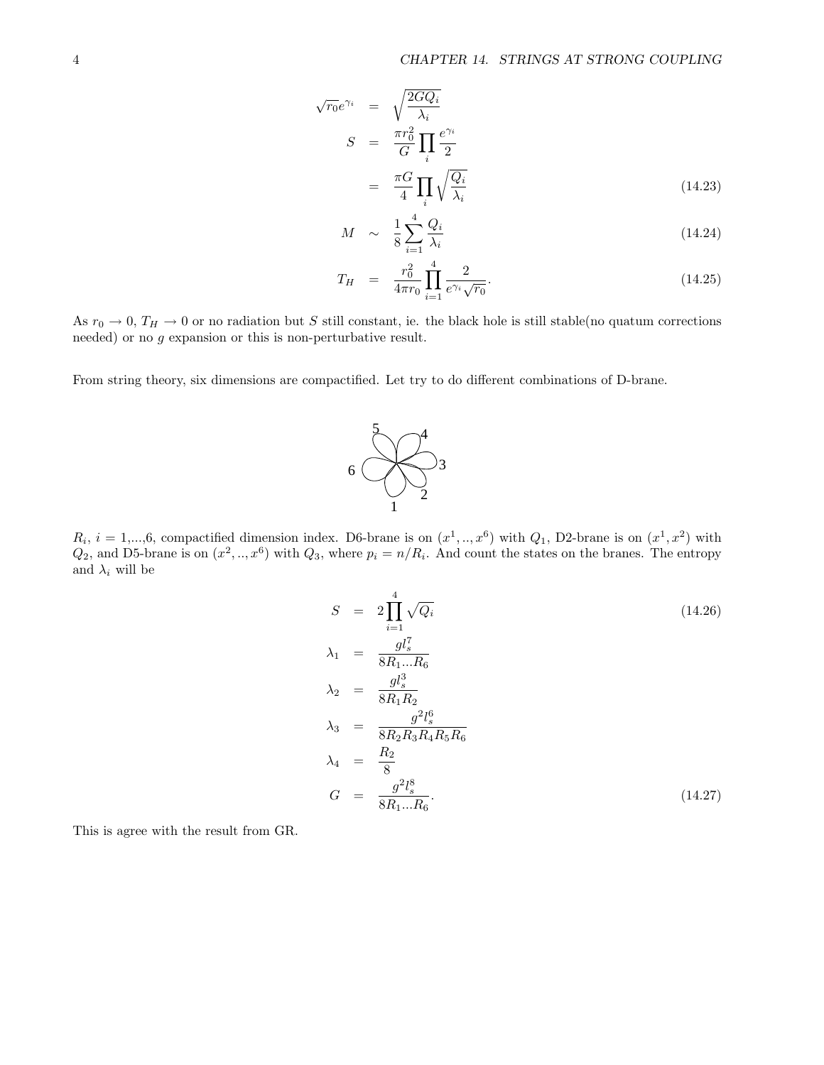$$
\begin{aligned}
\sqrt{r_0} e^{\gamma_i} &= \sqrt{\frac{2GQ_i}{\lambda_i}} \\
S &= \frac{\pi r_0^2}{G} \prod_i \frac{e^{\gamma_i}}{2} \\
&= \frac{\pi G}{4} \prod_i \sqrt{\frac{Q_i}{\lambda_i}} \qquad (14.23)
\end{aligned}
$$

$$
M \sim \frac{1}{8} \sum_{i=1}^{4} \frac{Q_i}{\lambda_i} \qquad (14.24)
$$

$$
T_H = \frac{r_0^2}{4\pi r_0} \prod_{i=1}^{4} \frac{2}{e^{\gamma_i} \sqrt{r_0}}. \qquad (14.25)
$$

As $r_0 \to 0$, $T_H \to 0$ or no radiation but $S$ still constant, ie. the black hole is still stable(no quatum corrections needed) or no $g$ expansion or this is non-perturbative result.

From string theory, six dimensions are compactified. Let try to do different combinations of D-brane.

5
4
3
6
2
1

$R_i$, $i = 1,...,6$, compactified dimension index. D6-brane is on $(x^1, .., x^6)$ with $Q_1$, D2-brane is on $(x^1, x^2)$ with $Q_2$, and D5-brane is on $(x^2, .., x^6)$ with $Q_3$, where $p_i = n/R_i$. And count the states on the branes. The entropy and $\lambda_i$ will be

$$
S = 2 \prod_{i=1}^{4} \sqrt{Q_i} \qquad (14.26)
$$

$$
\begin{aligned}
\lambda_1 &= \frac{g l_s^7}{8 R_1 ... R_6} \\
\lambda_2 &= \frac{g l_s^3}{8 R_1 R_2} \\
\lambda_3 &= \frac{g^2 l_s^6}{8 R_2 R_3 R_4 R_5 R_6} \\
\lambda_4 &= \frac{R_2}{8} \\
G &= \frac{g^2 l_s^8}{8 R_1 ... R_6}. \qquad (14.27)
\end{aligned}
$$

This is agree with the result from GR.